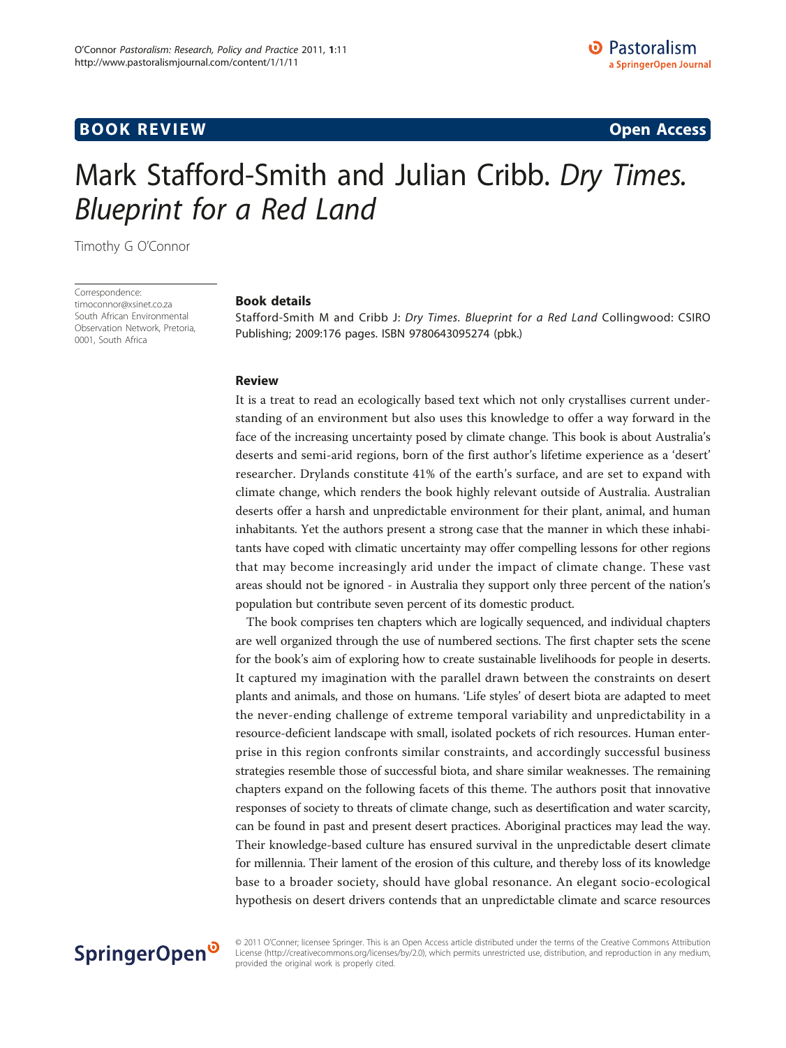BOOK REVIEW

Open Access

# Mark Stafford-Smith and Julian Cribb. *Dry Times. Blueprint for a Red Land*

Timothy G O'Connor

Correspondence: timoconnor@xsinet.co.za
South African Environmental Observation Network, Pretoria, 0001, South Africa

## Book details

Stafford-Smith M and Cribb J: *Dry Times. Blueprint for a Red Land* Collingwood: CSIRO Publishing; 2009:176 pages. ISBN 9780643095274 (pbk.)

## Review

It is a treat to read an ecologically based text which not only crystallises current understanding of an environment but also uses this knowledge to offer a way forward in the face of the increasing uncertainty posed by climate change. This book is about Australia's deserts and semi-arid regions, born of the first author's lifetime experience as a 'desert' researcher. Drylands constitute 41% of the earth's surface, and are set to expand with climate change, which renders the book highly relevant outside of Australia. Australian deserts offer a harsh and unpredictable environment for their plant, animal, and human inhabitants. Yet the authors present a strong case that the manner in which these inhabitants have coped with climatic uncertainty may offer compelling lessons for other regions that may become increasingly arid under the impact of climate change. These vast areas should not be ignored - in Australia they support only three percent of the nation's population but contribute seven percent of its domestic product.

The book comprises ten chapters which are logically sequenced, and individual chapters are well organized through the use of numbered sections. The first chapter sets the scene for the book's aim of exploring how to create sustainable livelihoods for people in deserts. It captured my imagination with the parallel drawn between the constraints on desert plants and animals, and those on humans. 'Life styles' of desert biota are adapted to meet the never-ending challenge of extreme temporal variability and unpredictability in a resource-deficient landscape with small, isolated pockets of rich resources. Human enterprise in this region confronts similar constraints, and accordingly successful business strategies resemble those of successful biota, and share similar weaknesses. The remaining chapters expand on the following facets of this theme. The authors posit that innovative responses of society to threats of climate change, such as desertification and water scarcity, can be found in past and present desert practices. Aboriginal practices may lead the way. Their knowledge-based culture has ensured survival in the unpredictable desert climate for millennia. Their lament of the erosion of this culture, and thereby loss of its knowledge base to a broader society, should have global resonance. An elegant socio-ecological hypothesis on desert drivers contends that an unpredictable climate and scarce resources

© 2011 O'Conner; licensee Springer. This is an Open Access article distributed under the terms of the Creative Commons Attribution License (http://creativecommons.org/licenses/by/2.0), which permits unrestricted use, distribution, and reproduction in any medium, provided the original work is properly cited.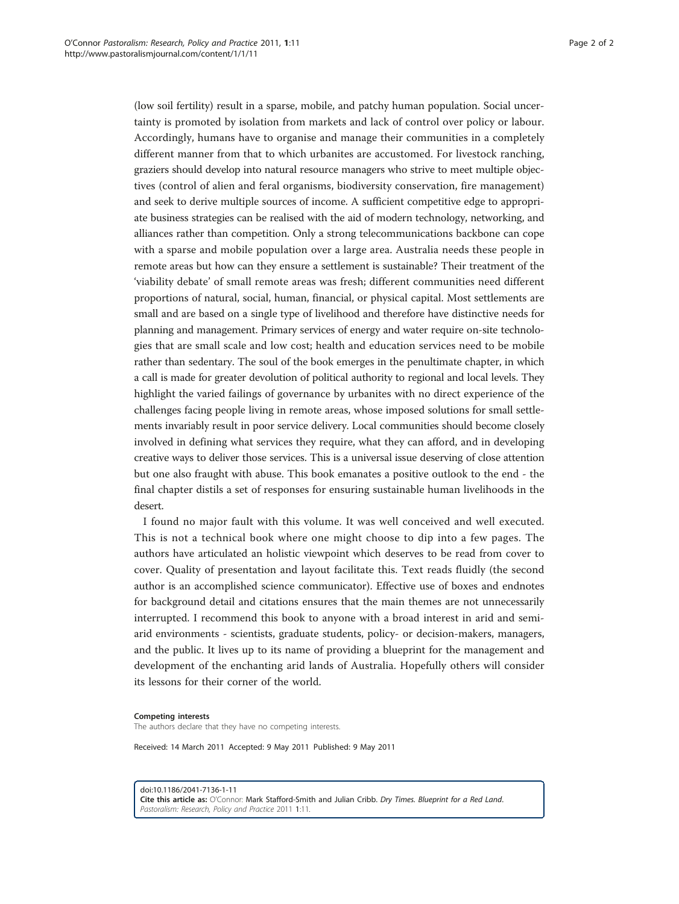(low soil fertility) result in a sparse, mobile, and patchy human population. Social uncertainty is promoted by isolation from markets and lack of control over policy or labour. Accordingly, humans have to organise and manage their communities in a completely different manner from that to which urbanites are accustomed. For livestock ranching, graziers should develop into natural resource managers who strive to meet multiple objectives (control of alien and feral organisms, biodiversity conservation, fire management) and seek to derive multiple sources of income. A sufficient competitive edge to appropriate business strategies can be realised with the aid of modern technology, networking, and alliances rather than competition. Only a strong telecommunications backbone can cope with a sparse and mobile population over a large area. Australia needs these people in remote areas but how can they ensure a settlement is sustainable? Their treatment of the 'viability debate' of small remote areas was fresh; different communities need different proportions of natural, social, human, financial, or physical capital. Most settlements are small and are based on a single type of livelihood and therefore have distinctive needs for planning and management. Primary services of energy and water require on-site technologies that are small scale and low cost; health and education services need to be mobile rather than sedentary. The soul of the book emerges in the penultimate chapter, in which a call is made for greater devolution of political authority to regional and local levels. They highlight the varied failings of governance by urbanites with no direct experience of the challenges facing people living in remote areas, whose imposed solutions for small settlements invariably result in poor service delivery. Local communities should become closely involved in defining what services they require, what they can afford, and in developing creative ways to deliver those services. This is a universal issue deserving of close attention but one also fraught with abuse. This book emanates a positive outlook to the end - the final chapter distils a set of responses for ensuring sustainable human livelihoods in the desert.

I found no major fault with this volume. It was well conceived and well executed. This is not a technical book where one might choose to dip into a few pages. The authors have articulated an holistic viewpoint which deserves to be read from cover to cover. Quality of presentation and layout facilitate this. Text reads fluidly (the second author is an accomplished science communicator). Effective use of boxes and endnotes for background detail and citations ensures that the main themes are not unnecessarily interrupted. I recommend this book to anyone with a broad interest in arid and semi-arid environments - scientists, graduate students, policy- or decision-makers, managers, and the public. It lives up to its name of providing a blueprint for the management and development of the enchanting arid lands of Australia. Hopefully others will consider its lessons for their corner of the world.

#### Competing interests

The authors declare that they have no competing interests.

Received: 14 March 2011 Accepted: 9 May 2011 Published: 9 May 2011

doi:10.1186/2041-7136-1-11

**Cite this article as:** O'Connor: Mark Stafford-Smith and Julian Cribb. *Dry Times. Blueprint for a Red Land*. *Pastoralism: Research, Policy and Practice* 2011 **1**:11.